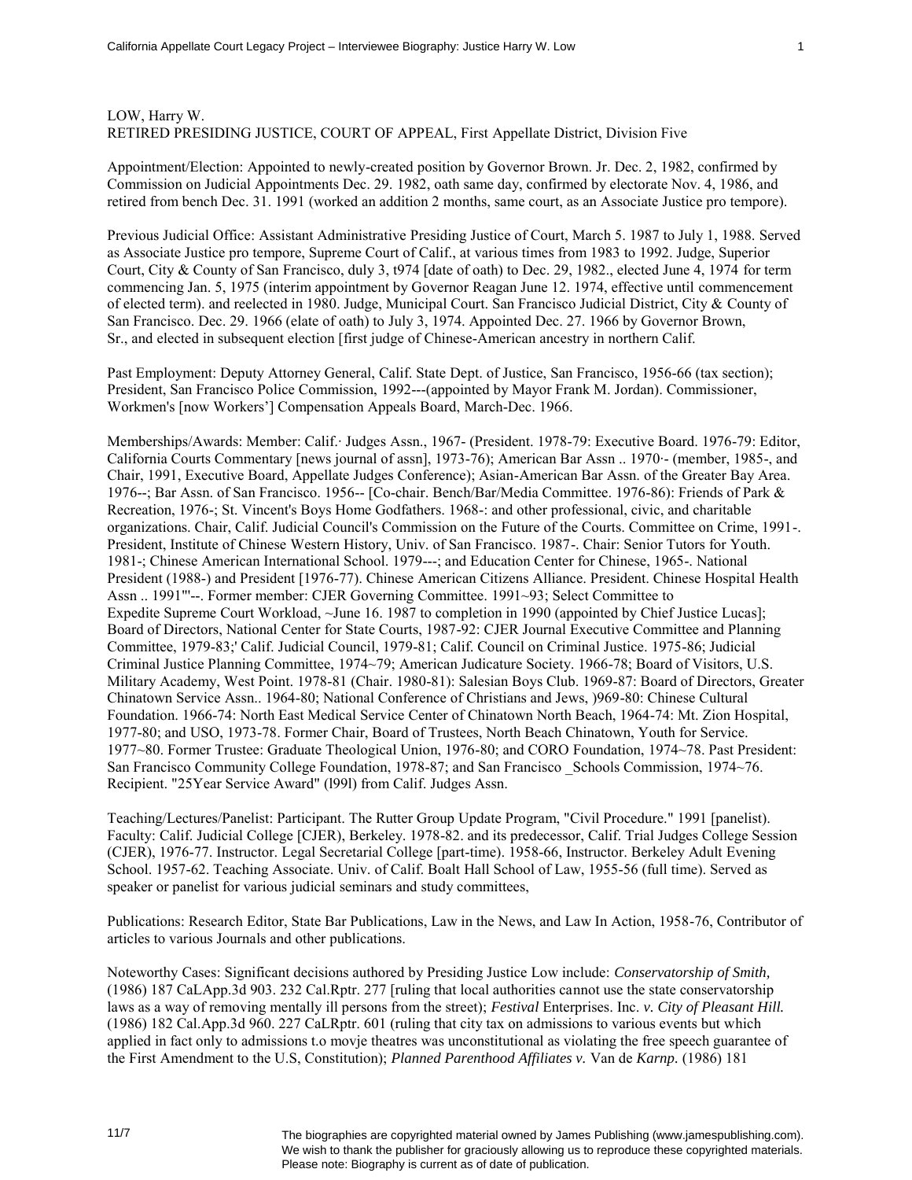LOW, Harry W.
RETIRED PRESIDING JUSTICE, COURT OF APPEAL, First Appellate District, Division Five

Appointment/Election: Appointed to newly-created position by Governor Brown. Jr. Dec. 2, 1982, confirmed by Commission on Judicial Appointments Dec. 29. 1982, oath same day, confirmed by electorate Nov. 4, 1986, and retired from bench Dec. 31. 1991 (worked an addition 2 months, same court, as an Associate Justice pro tempore).

Previous Judicial Office: Assistant Administrative Presiding Justice of Court, March 5. 1987 to July 1, 1988. Served as Associate Justice pro tempore, Supreme Court of Calif., at various times from 1983 to 1992. Judge, Superior Court, City & County of San Francisco, duly 3, t974 [date of oath) to Dec. 29, 1982., elected June 4, 1974 for term commencing Jan. 5, 1975 (interim appointment by Governor Reagan June 12. 1974, effective until commencement of elected term). and reelected in 1980. Judge, Municipal Court. San Francisco Judicial District, City & County of San Francisco. Dec. 29. 1966 (elate of oath) to July 3, 1974. Appointed Dec. 27. 1966 by Governor Brown, Sr., and elected in subsequent election [first judge of Chinese-American ancestry in northern Calif.

Past Employment: Deputy Attorney General, Calif. State Dept. of Justice, San Francisco, 1956-66 (tax section); President, San Francisco Police Commission, 1992---(appointed by Mayor Frank M. Jordan). Commissioner, Workmen's [now Workers'] Compensation Appeals Board, March-Dec. 1966.

Memberships/Awards: Member: Calif.· Judges Assn., 1967- (President. 1978-79: Executive Board. 1976-79: Editor, California Courts Commentary [news journal of assn], 1973-76); American Bar Assn .. 1970·- (member, 1985-, and Chair, 1991, Executive Board, Appellate Judges Conference); Asian-American Bar Assn. of the Greater Bay Area. 1976--; Bar Assn. of San Francisco. 1956-- [Co-chair. Bench/Bar/Media Committee. 1976-86): Friends of Park & Recreation, 1976-; St. Vincent's Boys Home Godfathers. 1968-: and other professional, civic, and charitable organizations. Chair, Calif. Judicial Council's Commission on the Future of the Courts. Committee on Crime, 1991-. President, Institute of Chinese Western History, Univ. of San Francisco. 1987-. Chair: Senior Tutors for Youth. 1981-; Chinese American International School. 1979---; and Education Center for Chinese, 1965-. National President (1988-) and President [1976-77). Chinese American Citizens Alliance. President. Chinese Hospital Health Assn .. 1991'"--. Former member: CJER Governing Committee. 1991~93; Select Committee to Expedite Supreme Court Workload, ~June 16. 1987 to completion in 1990 (appointed by Chief Justice Lucas]; Board of Directors, National Center for State Courts, 1987-92: CJER Journal Executive Committee and Planning Committee, 1979-83;' Calif. Judicial Council, 1979-81; Calif. Council on Criminal Justice. 1975-86; Judicial Criminal Justice Planning Committee, 1974~79; American Judicature Society. 1966-78; Board of Visitors, U.S. Military Academy, West Point. 1978-81 (Chair. 1980-81): Salesian Boys Club. 1969-87: Board of Directors, Greater Chinatown Service Assn.. 1964-80; National Conference of Christians and Jews, )969-80: Chinese Cultural Foundation. 1966-74: North East Medical Service Center of Chinatown North Beach, 1964-74: Mt. Zion Hospital, 1977-80; and USO, 1973-78. Former Chair, Board of Trustees, North Beach Chinatown, Youth for Service. 1977~80. Former Trustee: Graduate Theological Union, 1976-80; and CORO Foundation, 1974~78. Past President: San Francisco Community College Foundation, 1978-87; and San Francisco _Schools Commission, 1974~76. Recipient. "25Year Service Award" (l99l) from Calif. Judges Assn.

Teaching/Lectures/Panelist: Participant. The Rutter Group Update Program, "Civil Procedure." 1991 [panelist). Faculty: Calif. Judicial College [CJER), Berkeley. 1978-82. and its predecessor, Calif. Trial Judges College Session (CJER), 1976-77. Instructor. Legal Secretarial College [part-time). 1958-66, Instructor. Berkeley Adult Evening School. 1957-62. Teaching Associate. Univ. of Calif. Boalt Hall School of Law, 1955-56 (full time). Served as speaker or panelist for various judicial seminars and study committees,

Publications: Research Editor, State Bar Publications, Law in the News, and Law In Action, 1958-76, Contributor of articles to various Journals and other publications.

Noteworthy Cases: Significant decisions authored by Presiding Justice Low include: *Conservatorship of Smith,* (1986) 187 CaLApp.3d 903. 232 Cal.Rptr. 277 [ruling that local authorities cannot use the state conservatorship laws as a way of removing mentally ill persons from the street); *Festival* Enterprises. Inc. *v. City of Pleasant Hill.* (1986) 182 Cal.App.3d 960. 227 CaLRptr. 601 (ruling that city tax on admissions to various events but which applied in fact only to admissions t.o movje theatres was unconstitutional as violating the free speech guarantee of the First Amendment to the U.S, Constitution); *Planned Parenthood Affiliates v.* Van de *Karnp.* (1986) 181

The biographies are copyrighted material owned by James Publishing (www.jamespublishing.com). We wish to thank the publisher for graciously allowing us to reproduce these copyrighted materials. Please note: Biography is current as of date of publication.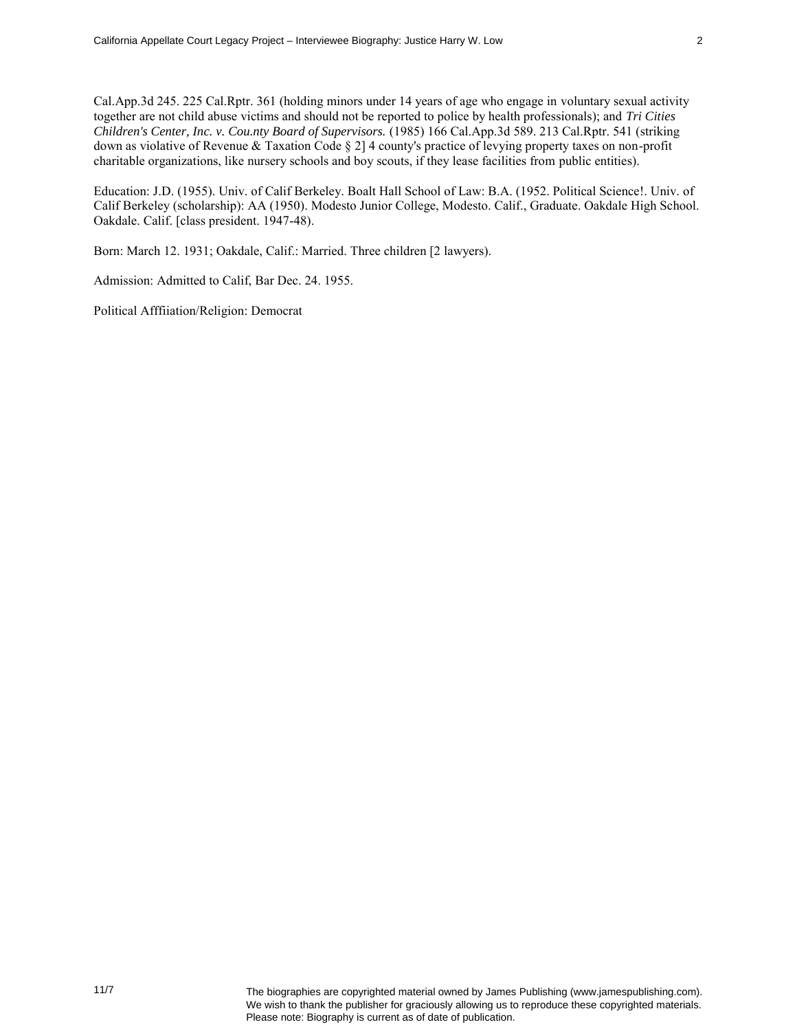Cal.App.3d 245. 225 Cal.Rptr. 361 (holding minors under 14 years of age who engage in voluntary sexual activity together are not child abuse victims and should not be reported to police by health professionals); and *Tri Cities Children's Center, Inc. v. Cou.nty Board of Supervisors.* (1985) 166 Cal.App.3d 589. 213 Cal.Rptr. 541 (striking down as violative of Revenue & Taxation Code § 2] 4 county's practice of levying property taxes on non-profit charitable organizations, like nursery schools and boy scouts, if they lease facilities from public entities).

Education: J.D. (1955). Univ. of Calif Berkeley. Boalt Hall School of Law: B.A. (1952. Political Science!. Univ. of Calif Berkeley (scholarship): AA (1950). Modesto Junior College, Modesto. Calif., Graduate. Oakdale High School. Oakdale. Calif. [class president. 1947-48).

Born: March 12. 1931; Oakdale, Calif.: Married. Three children [2 lawyers).

Admission: Admitted to Calif, Bar Dec. 24. 1955.

Political Afffiiation/Religion: Democrat

The biographies are copyrighted material owned by James Publishing (www.jamespublishing.com). We wish to thank the publisher for graciously allowing us to reproduce these copyrighted materials. Please note: Biography is current as of date of publication.